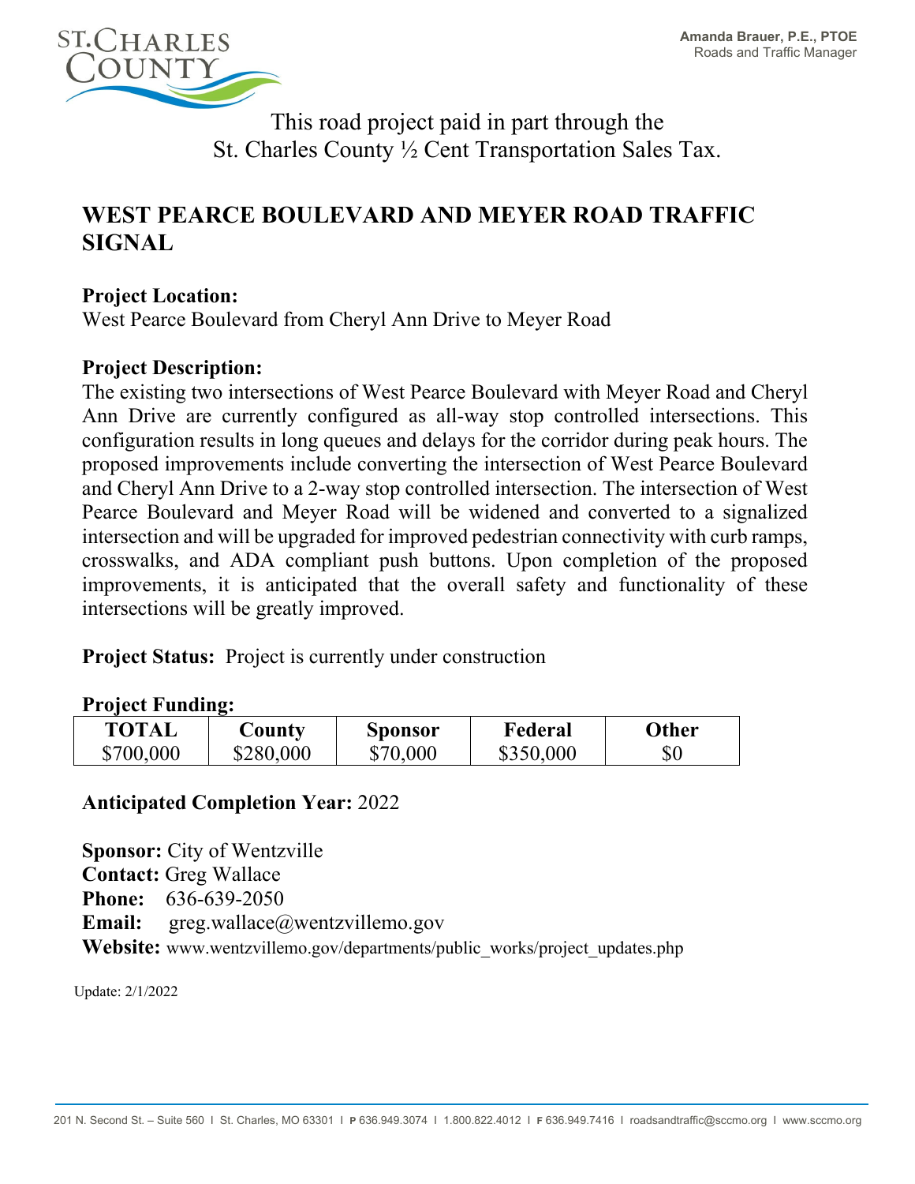Amanda Brauer, P.E., PTOE
Roads and Traffic Manager

This road project paid in part through the
St. Charles County ½ Cent Transportation Sales Tax.

# WEST PEARCE BOULEVARD AND MEYER ROAD TRAFFIC SIGNAL

**Project Location:**
West Pearce Boulevard from Cheryl Ann Drive to Meyer Road

**Project Description:**
The existing two intersections of West Pearce Boulevard with Meyer Road and Cheryl Ann Drive are currently configured as all-way stop controlled intersections. This configuration results in long queues and delays for the corridor during peak hours. The proposed improvements include converting the intersection of West Pearce Boulevard and Cheryl Ann Drive to a 2-way stop controlled intersection. The intersection of West Pearce Boulevard and Meyer Road will be widened and converted to a signalized intersection and will be upgraded for improved pedestrian connectivity with curb ramps, crosswalks, and ADA compliant push buttons. Upon completion of the proposed improvements, it is anticipated that the overall safety and functionality of these intersections will be greatly improved.

**Project Status:** Project is currently under construction

**Project Funding:**

| TOTAL | County | Sponsor | Federal | Other |
|---|---|---|---|---|
| $700,000 | $280,000 | $70,000 | $350,000 | $0 |

**Anticipated Completion Year:** 2022

**Sponsor:** City of Wentzville
**Contact:** Greg Wallace
**Phone:** 636-639-2050
**Email:** greg.wallace@wentzvillemo.gov
**Website:** www.wentzvillemo.gov/departments/public_works/project_updates.php

Update: 2/1/2022

201 N. Second St. – Suite 560 I St. Charles, MO 63301 I P 636.949.3074 I 1.800.822.4012 I F 636.949.7416 I roadsandtraffic@sccmo.org I www.sccmo.org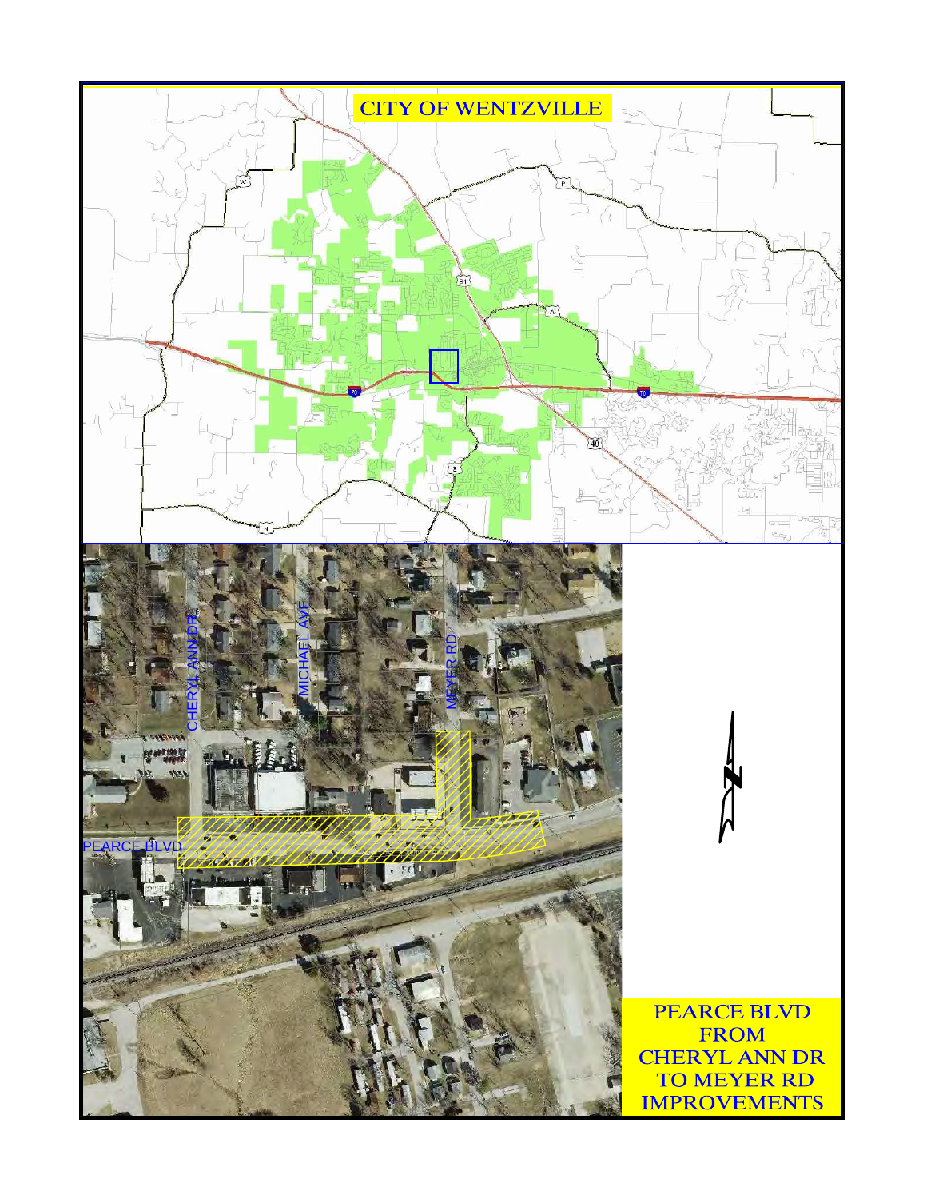# CITY OF WENTZVILLE

CHERYL ANN DR

MICHAEL AVE

MEYER RD

PEARCE BLVD

PEARCE BLVD
FROM
CHERYL ANN DR
TO MEYER RD
IMPROVEMENTS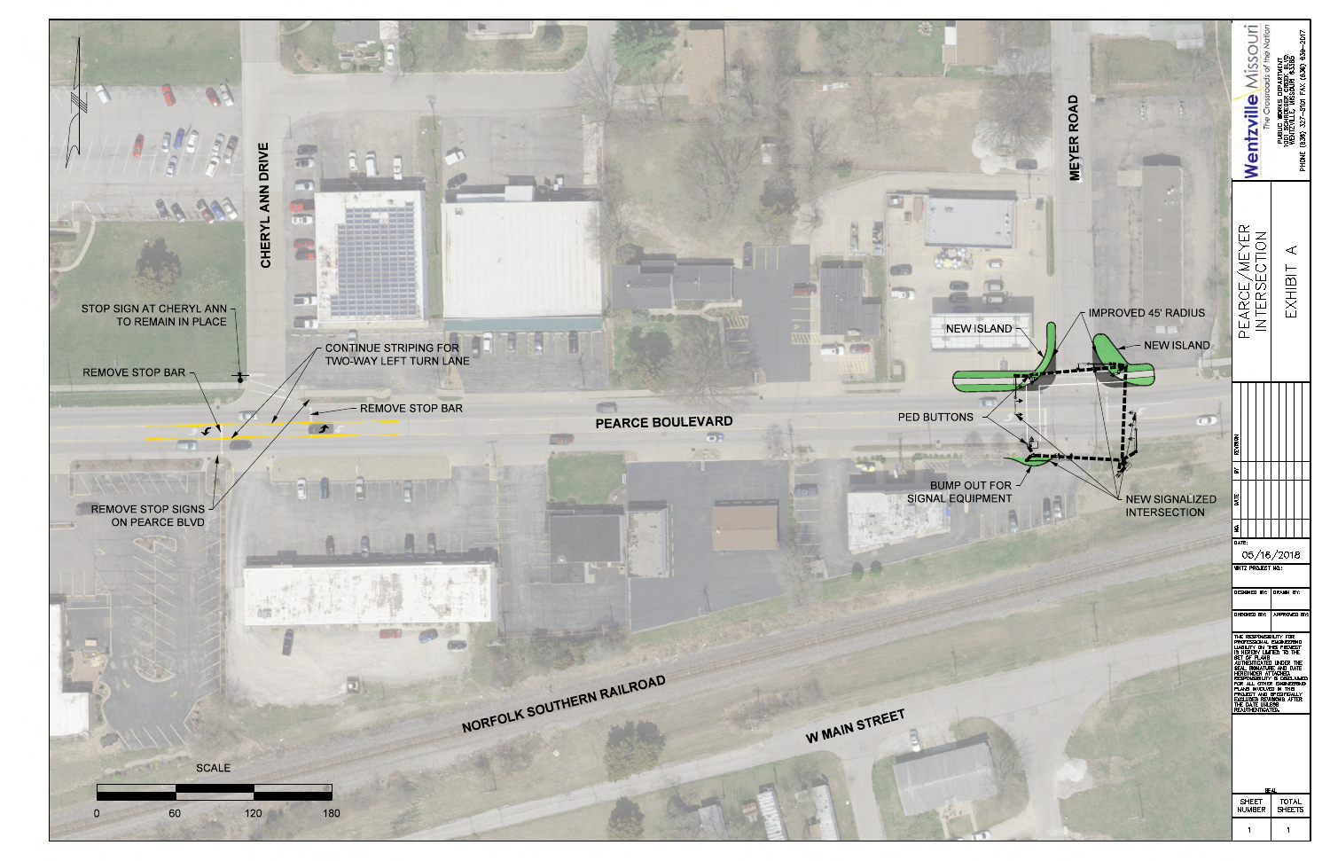# PEARCE/MEYER INTERSECTION

## EXHIBIT A

**Wentzville Missouri** — The Crossroads of the Nation

PUBLIC WORKS DEPARTMENT
1001 SCHROEDER CREEK BLVD.
WENTZVILLE, MISSOURI 63385
PHONE (636) 327-5101 FAX (636) 639-2017

CHERYL ANN DRIVE

MEYER ROAD

PEARCE BOULEVARD

NORFOLK SOUTHERN RAILROAD

W MAIN STREET

STOP SIGN AT CHERYL ANN TO REMAIN IN PLACE

REMOVE STOP BAR

CONTINUE STRIPING FOR TWO-WAY LEFT TURN LANE

REMOVE STOP BAR

REMOVE STOP SIGNS ON PEARCE BLVD

NEW ISLAND

IMPROVED 45' RADIUS

NEW ISLAND

PED BUTTONS

BUMP OUT FOR SIGNAL EQUIPMENT

NEW SIGNALIZED INTERSECTION

SCALE

0 60 120 180

| NO. | DATE | BY | REVISION |
| --- | --- | --- | --- |
| | | | |

DATE: 05/16/2018

WNTZ PROJECT NO.:

| DESIGNED BY: | DRAWN BY: |
| --- | --- |
| CHECKED BY: | APPROVED BY: |

THE RESPONSIBILITY FOR PROFESSIONAL ENGINEERING LIABILITY ON THIS PROJECT IS HEREBY LIMITED TO THE SET OF PLANS AUTHENTICATED UNDER THE SEAL, SIGNATURE AND DATE HEREUNDER ATTACHED. RESPONSIBILITY IS DISCLAIMED FOR ALL OTHER ENGINEERING PLANS INVOLVED IN THIS PROJECT AND SPECIFICALLY EXCLUDES REVISIONS AFTER THE DATE UNLESS REAUTHENTICATED.

SEAL

| SHEET NUMBER | TOTAL SHEETS |
| --- | --- |
| 1 | 1 |